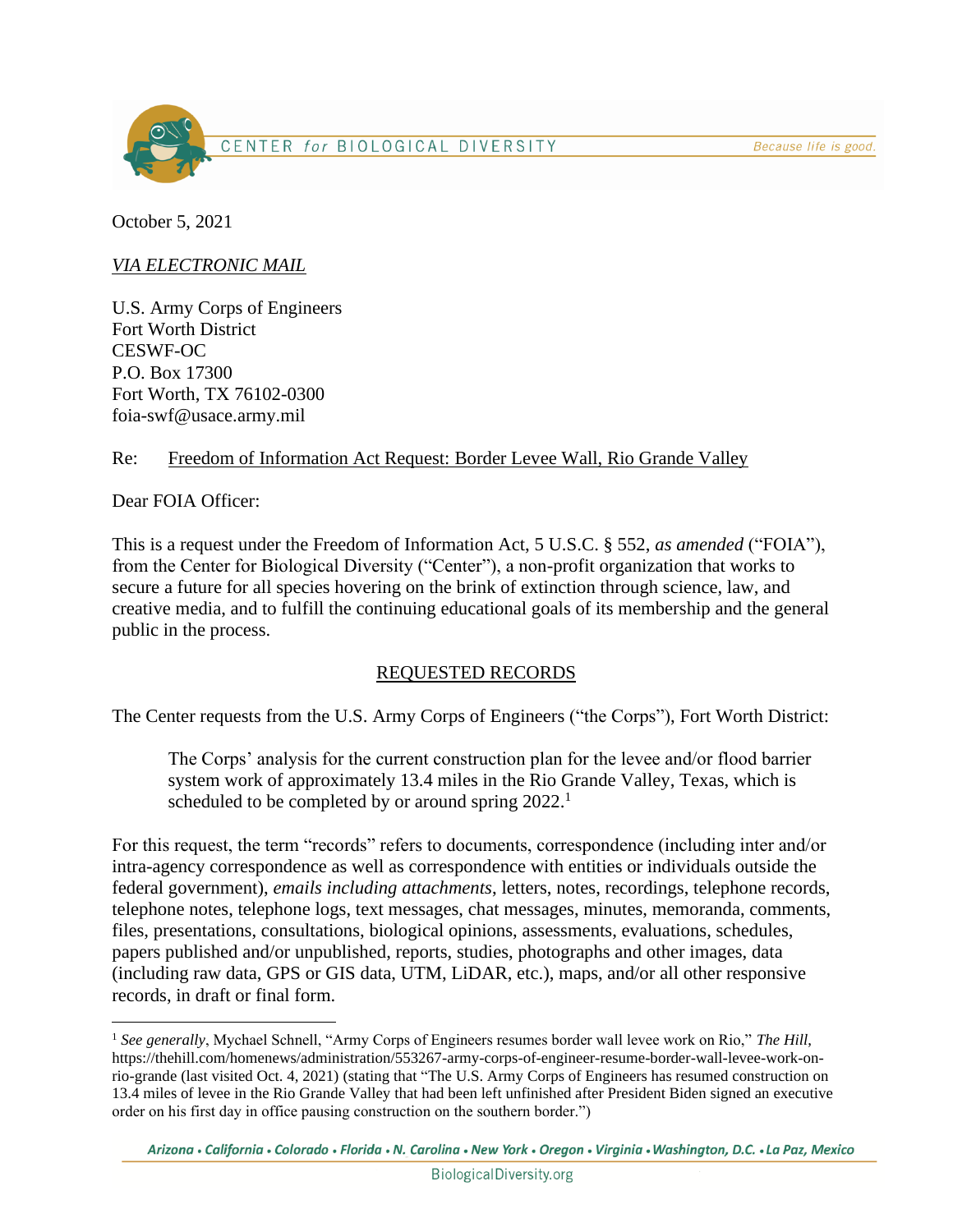CENTER *for* BIOLOGICAL DIVERSITY

*Because life is good.*

October 5, 2021

*VIA ELECTRONIC MAIL*

U.S. Army Corps of Engineers
Fort Worth District
CESWF-OC
P.O. Box 17300
Fort Worth, TX 76102-0300
foia-swf@usace.army.mil

Re: Freedom of Information Act Request: Border Levee Wall, Rio Grande Valley

Dear FOIA Officer:

This is a request under the Freedom of Information Act, 5 U.S.C. § 552, *as amended* ("FOIA"), from the Center for Biological Diversity ("Center"), a non-profit organization that works to secure a future for all species hovering on the brink of extinction through science, law, and creative media, and to fulfill the continuing educational goals of its membership and the general public in the process.

## REQUESTED RECORDS

The Center requests from the U.S. Army Corps of Engineers ("the Corps"), Fort Worth District:

> The Corps' analysis for the current construction plan for the levee and/or flood barrier system work of approximately 13.4 miles in the Rio Grande Valley, Texas, which is scheduled to be completed by or around spring 2022.[1]

For this request, the term "records" refers to documents, correspondence (including inter and/or intra-agency correspondence as well as correspondence with entities or individuals outside the federal government), *emails including attachments*, letters, notes, recordings, telephone records, telephone notes, telephone logs, text messages, chat messages, minutes, memoranda, comments, files, presentations, consultations, biological opinions, assessments, evaluations, schedules, papers published and/or unpublished, reports, studies, photographs and other images, data (including raw data, GPS or GIS data, UTM, LiDAR, etc.), maps, and/or all other responsive records, in draft or final form.

---

[1] *See generally*, Mychael Schnell, "Army Corps of Engineers resumes border wall levee work on Rio," *The Hill*, https://thehill.com/homenews/administration/553267-army-corps-of-engineer-resume-border-wall-levee-work-on-rio-grande (last visited Oct. 4, 2021) (stating that "The U.S. Army Corps of Engineers has resumed construction on 13.4 miles of levee in the Rio Grande Valley that had been left unfinished after President Biden signed an executive order on his first day in office pausing construction on the southern border.")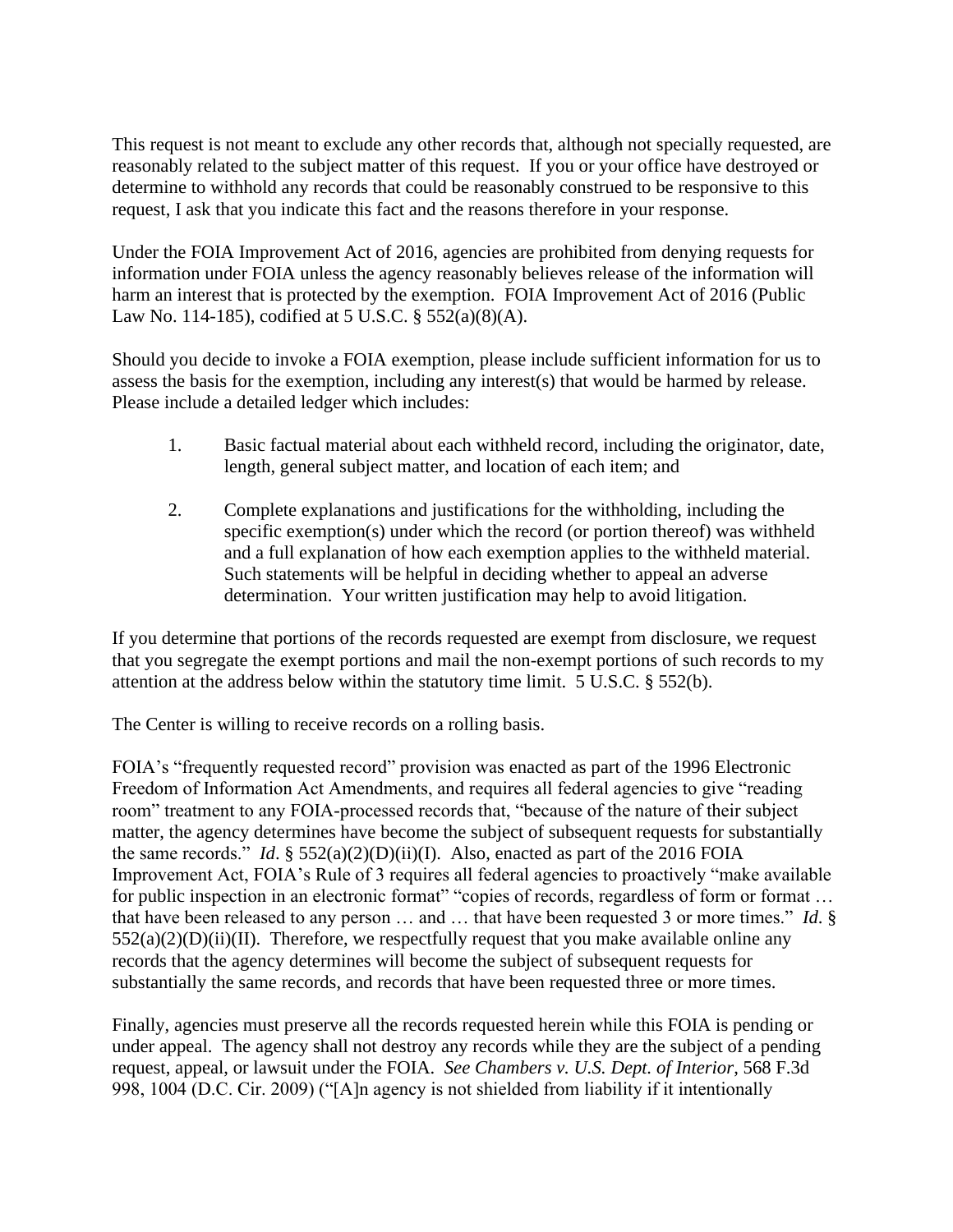This request is not meant to exclude any other records that, although not specially requested, are reasonably related to the subject matter of this request. If you or your office have destroyed or determine to withhold any records that could be reasonably construed to be responsive to this request, I ask that you indicate this fact and the reasons therefore in your response.

Under the FOIA Improvement Act of 2016, agencies are prohibited from denying requests for information under FOIA unless the agency reasonably believes release of the information will harm an interest that is protected by the exemption. FOIA Improvement Act of 2016 (Public Law No. 114-185), codified at 5 U.S.C. § 552(a)(8)(A).

Should you decide to invoke a FOIA exemption, please include sufficient information for us to assess the basis for the exemption, including any interest(s) that would be harmed by release. Please include a detailed ledger which includes:

1. Basic factual material about each withheld record, including the originator, date, length, general subject matter, and location of each item; and

2. Complete explanations and justifications for the withholding, including the specific exemption(s) under which the record (or portion thereof) was withheld and a full explanation of how each exemption applies to the withheld material. Such statements will be helpful in deciding whether to appeal an adverse determination. Your written justification may help to avoid litigation.

If you determine that portions of the records requested are exempt from disclosure, we request that you segregate the exempt portions and mail the non-exempt portions of such records to my attention at the address below within the statutory time limit. 5 U.S.C. § 552(b).

The Center is willing to receive records on a rolling basis.

FOIA's "frequently requested record" provision was enacted as part of the 1996 Electronic Freedom of Information Act Amendments, and requires all federal agencies to give "reading room" treatment to any FOIA-processed records that, "because of the nature of their subject matter, the agency determines have become the subject of subsequent requests for substantially the same records." *Id*. § 552(a)(2)(D)(ii)(I). Also, enacted as part of the 2016 FOIA Improvement Act, FOIA's Rule of 3 requires all federal agencies to proactively "make available for public inspection in an electronic format" "copies of records, regardless of form or format … that have been released to any person … and … that have been requested 3 or more times." *Id*. § 552(a)(2)(D)(ii)(II). Therefore, we respectfully request that you make available online any records that the agency determines will become the subject of subsequent requests for substantially the same records, and records that have been requested three or more times.

Finally, agencies must preserve all the records requested herein while this FOIA is pending or under appeal. The agency shall not destroy any records while they are the subject of a pending request, appeal, or lawsuit under the FOIA. *See Chambers v. U.S. Dept. of Interior*, 568 F.3d 998, 1004 (D.C. Cir. 2009) ("[A]n agency is not shielded from liability if it intentionally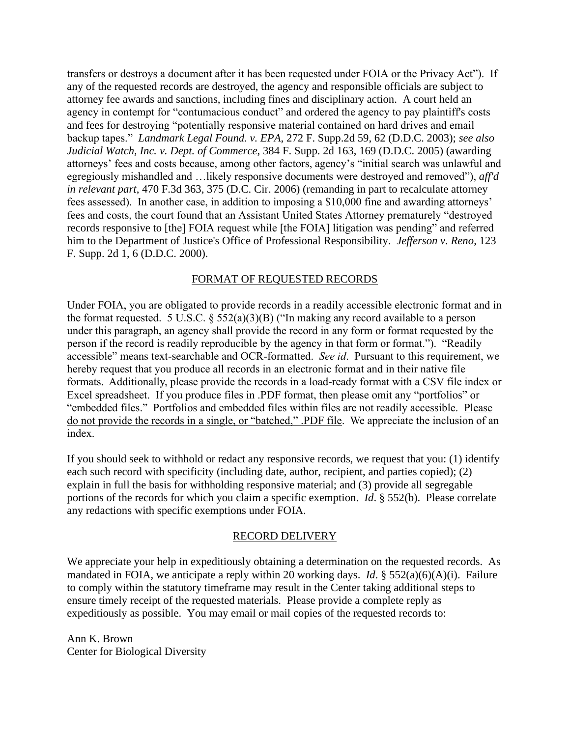transfers or destroys a document after it has been requested under FOIA or the Privacy Act"). If any of the requested records are destroyed, the agency and responsible officials are subject to attorney fee awards and sanctions, including fines and disciplinary action. A court held an agency in contempt for "contumacious conduct" and ordered the agency to pay plaintiff's costs and fees for destroying "potentially responsive material contained on hard drives and email backup tapes." *Landmark Legal Found. v. EPA*, 272 F. Supp.2d 59, 62 (D.D.C. 2003); *see also Judicial Watch, Inc. v. Dept. of Commerce*, 384 F. Supp. 2d 163, 169 (D.D.C. 2005) (awarding attorneys' fees and costs because, among other factors, agency's "initial search was unlawful and egregiously mishandled and …likely responsive documents were destroyed and removed"), *aff'd in relevant part*, 470 F.3d 363, 375 (D.C. Cir. 2006) (remanding in part to recalculate attorney fees assessed). In another case, in addition to imposing a $10,000 fine and awarding attorneys' fees and costs, the court found that an Assistant United States Attorney prematurely "destroyed records responsive to [the] FOIA request while [the FOIA] litigation was pending" and referred him to the Department of Justice's Office of Professional Responsibility. *Jefferson v. Reno*, 123 F. Supp. 2d 1, 6 (D.D.C. 2000).

## FORMAT OF REQUESTED RECORDS

Under FOIA, you are obligated to provide records in a readily accessible electronic format and in the format requested. 5 U.S.C. § 552(a)(3)(B) ("In making any record available to a person under this paragraph, an agency shall provide the record in any form or format requested by the person if the record is readily reproducible by the agency in that form or format."). "Readily accessible" means text-searchable and OCR-formatted. *See id*. Pursuant to this requirement, we hereby request that you produce all records in an electronic format and in their native file formats. Additionally, please provide the records in a load-ready format with a CSV file index or Excel spreadsheet. If you produce files in .PDF format, then please omit any "portfolios" or "embedded files." Portfolios and embedded files within files are not readily accessible. Please do not provide the records in a single, or "batched," .PDF file. We appreciate the inclusion of an index.

If you should seek to withhold or redact any responsive records, we request that you: (1) identify each such record with specificity (including date, author, recipient, and parties copied); (2) explain in full the basis for withholding responsive material; and (3) provide all segregable portions of the records for which you claim a specific exemption. *Id*. § 552(b). Please correlate any redactions with specific exemptions under FOIA.

## RECORD DELIVERY

We appreciate your help in expeditiously obtaining a determination on the requested records. As mandated in FOIA, we anticipate a reply within 20 working days. *Id*. § 552(a)(6)(A)(i). Failure to comply within the statutory timeframe may result in the Center taking additional steps to ensure timely receipt of the requested materials. Please provide a complete reply as expeditiously as possible. You may email or mail copies of the requested records to:

Ann K. Brown
Center for Biological Diversity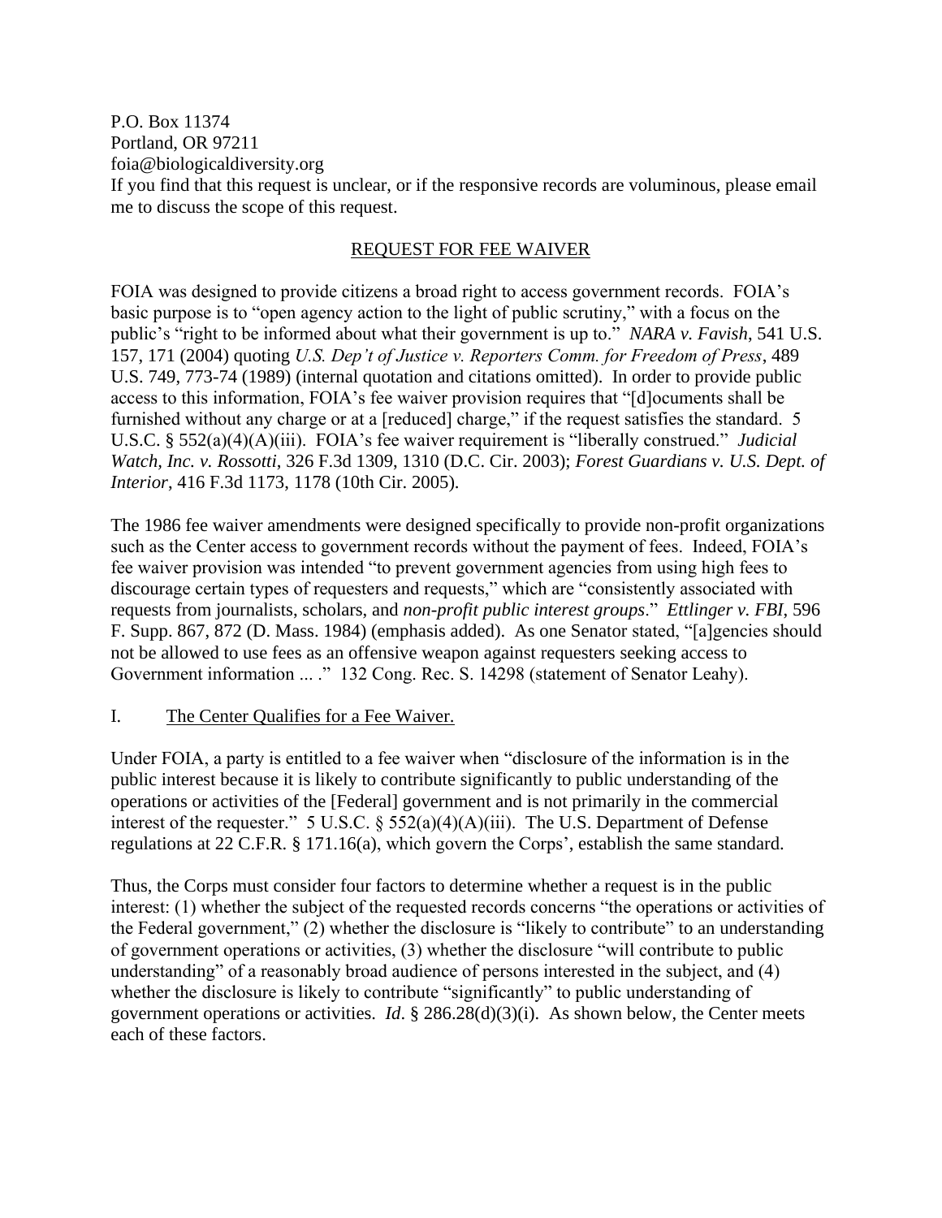P.O. Box 11374
Portland, OR 97211
foia@biologicaldiversity.org
If you find that this request is unclear, or if the responsive records are voluminous, please email me to discuss the scope of this request.

## REQUEST FOR FEE WAIVER

FOIA was designed to provide citizens a broad right to access government records. FOIA's basic purpose is to "open agency action to the light of public scrutiny," with a focus on the public's "right to be informed about what their government is up to." *NARA v. Favish*, 541 U.S. 157, 171 (2004) quoting *U.S. Dep't of Justice v. Reporters Comm. for Freedom of Press*, 489 U.S. 749, 773-74 (1989) (internal quotation and citations omitted). In order to provide public access to this information, FOIA's fee waiver provision requires that "[d]ocuments shall be furnished without any charge or at a [reduced] charge," if the request satisfies the standard. 5 U.S.C. § 552(a)(4)(A)(iii). FOIA's fee waiver requirement is "liberally construed." *Judicial Watch, Inc. v. Rossotti*, 326 F.3d 1309, 1310 (D.C. Cir. 2003); *Forest Guardians v. U.S. Dept. of Interior*, 416 F.3d 1173, 1178 (10th Cir. 2005).

The 1986 fee waiver amendments were designed specifically to provide non-profit organizations such as the Center access to government records without the payment of fees. Indeed, FOIA's fee waiver provision was intended "to prevent government agencies from using high fees to discourage certain types of requesters and requests," which are "consistently associated with requests from journalists, scholars, and *non-profit public interest groups*." *Ettlinger v. FBI*, 596 F. Supp. 867, 872 (D. Mass. 1984) (emphasis added). As one Senator stated, "[a]gencies should not be allowed to use fees as an offensive weapon against requesters seeking access to Government information ... ." 132 Cong. Rec. S. 14298 (statement of Senator Leahy).

### I. The Center Qualifies for a Fee Waiver.

Under FOIA, a party is entitled to a fee waiver when "disclosure of the information is in the public interest because it is likely to contribute significantly to public understanding of the operations or activities of the [Federal] government and is not primarily in the commercial interest of the requester." 5 U.S.C. § 552(a)(4)(A)(iii). The U.S. Department of Defense regulations at 22 C.F.R. § 171.16(a), which govern the Corps', establish the same standard.

Thus, the Corps must consider four factors to determine whether a request is in the public interest: (1) whether the subject of the requested records concerns "the operations or activities of the Federal government," (2) whether the disclosure is "likely to contribute" to an understanding of government operations or activities, (3) whether the disclosure "will contribute to public understanding" of a reasonably broad audience of persons interested in the subject, and (4) whether the disclosure is likely to contribute "significantly" to public understanding of government operations or activities. *Id*. § 286.28(d)(3)(i). As shown below, the Center meets each of these factors.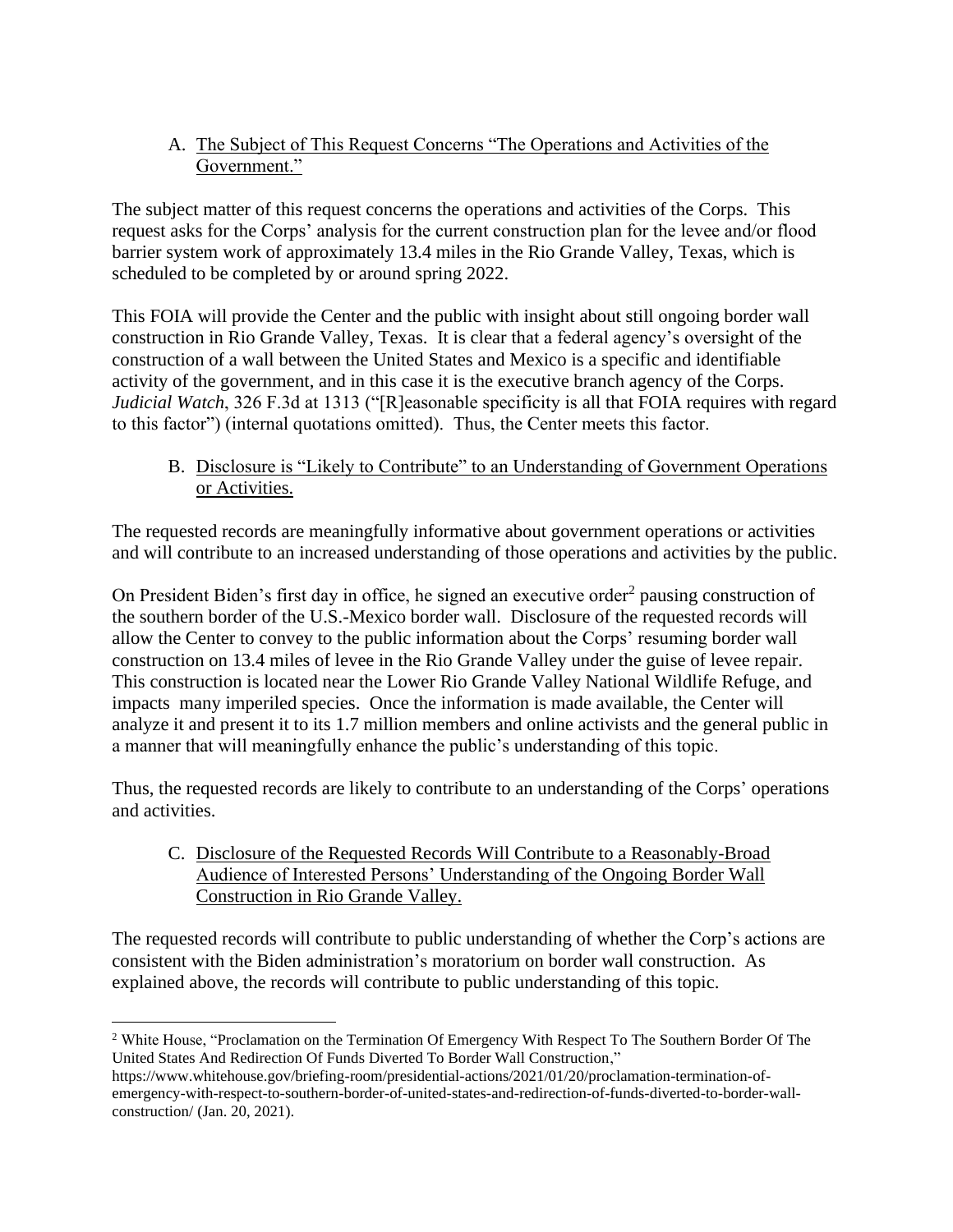A. <u>The Subject of This Request Concerns "The Operations and Activities of the Government."</u>

The subject matter of this request concerns the operations and activities of the Corps. This request asks for the Corps' analysis for the current construction plan for the levee and/or flood barrier system work of approximately 13.4 miles in the Rio Grande Valley, Texas, which is scheduled to be completed by or around spring 2022.

This FOIA will provide the Center and the public with insight about still ongoing border wall construction in Rio Grande Valley, Texas. It is clear that a federal agency's oversight of the construction of a wall between the United States and Mexico is a specific and identifiable activity of the government, and in this case it is the executive branch agency of the Corps. *Judicial Watch*, 326 F.3d at 1313 ("[R]easonable specificity is all that FOIA requires with regard to this factor") (internal quotations omitted). Thus, the Center meets this factor.

B. <u>Disclosure is "Likely to Contribute" to an Understanding of Government Operations or Activities.</u>

The requested records are meaningfully informative about government operations or activities and will contribute to an increased understanding of those operations and activities by the public.

On President Biden's first day in office, he signed an executive order[2] pausing construction of the southern border of the U.S.-Mexico border wall. Disclosure of the requested records will allow the Center to convey to the public information about the Corps' resuming border wall construction on 13.4 miles of levee in the Rio Grande Valley under the guise of levee repair. This construction is located near the Lower Rio Grande Valley National Wildlife Refuge, and impacts many imperiled species. Once the information is made available, the Center will analyze it and present it to its 1.7 million members and online activists and the general public in a manner that will meaningfully enhance the public's understanding of this topic.

Thus, the requested records are likely to contribute to an understanding of the Corps' operations and activities.

C. <u>Disclosure of the Requested Records Will Contribute to a Reasonably-Broad Audience of Interested Persons' Understanding of the Ongoing Border Wall Construction in Rio Grande Valley.</u>

The requested records will contribute to public understanding of whether the Corp's actions are consistent with the Biden administration's moratorium on border wall construction. As explained above, the records will contribute to public understanding of this topic.

---

[2] White House, "Proclamation on the Termination Of Emergency With Respect To The Southern Border Of The United States And Redirection Of Funds Diverted To Border Wall Construction," https://www.whitehouse.gov/briefing-room/presidential-actions/2021/01/20/proclamation-termination-of-emergency-with-respect-to-southern-border-of-united-states-and-redirection-of-funds-diverted-to-border-wall-construction/ (Jan. 20, 2021).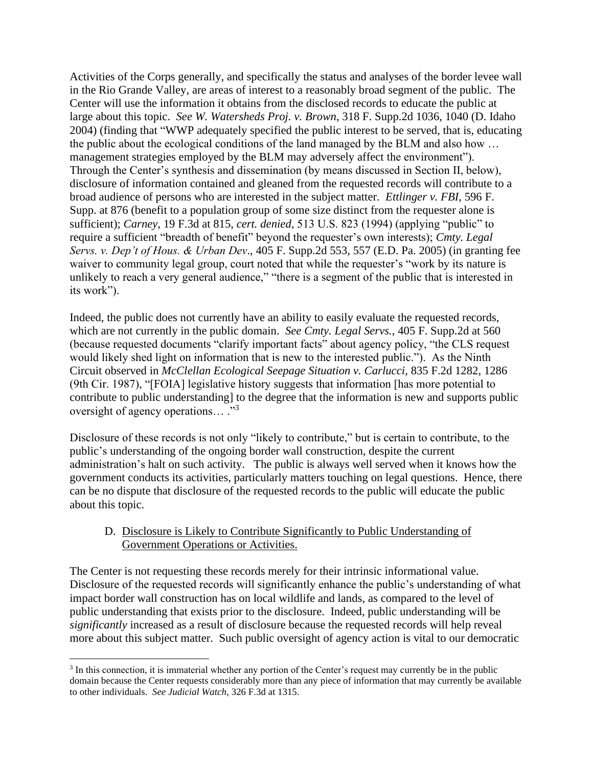Activities of the Corps generally, and specifically the status and analyses of the border levee wall in the Rio Grande Valley, are areas of interest to a reasonably broad segment of the public. The Center will use the information it obtains from the disclosed records to educate the public at large about this topic. *See W. Watersheds Proj. v. Brown*, 318 F. Supp.2d 1036, 1040 (D. Idaho 2004) (finding that "WWP adequately specified the public interest to be served, that is, educating the public about the ecological conditions of the land managed by the BLM and also how … management strategies employed by the BLM may adversely affect the environment"). Through the Center's synthesis and dissemination (by means discussed in Section II, below), disclosure of information contained and gleaned from the requested records will contribute to a broad audience of persons who are interested in the subject matter. *Ettlinger v. FBI*, 596 F. Supp. at 876 (benefit to a population group of some size distinct from the requester alone is sufficient); *Carney*, 19 F.3d at 815, *cert. denied*, 513 U.S. 823 (1994) (applying "public" to require a sufficient "breadth of benefit" beyond the requester's own interests); *Cmty. Legal Servs. v. Dep't of Hous. & Urban Dev*., 405 F. Supp.2d 553, 557 (E.D. Pa. 2005) (in granting fee waiver to community legal group, court noted that while the requester's "work by its nature is unlikely to reach a very general audience," "there is a segment of the public that is interested in its work").

Indeed, the public does not currently have an ability to easily evaluate the requested records, which are not currently in the public domain. *See Cmty. Legal Servs.*, 405 F. Supp.2d at 560 (because requested documents "clarify important facts" about agency policy, "the CLS request would likely shed light on information that is new to the interested public."). As the Ninth Circuit observed in *McClellan Ecological Seepage Situation v. Carlucci*, 835 F.2d 1282, 1286 (9th Cir. 1987), "[FOIA] legislative history suggests that information [has more potential to contribute to public understanding] to the degree that the information is new and supports public oversight of agency operations… ."[3]

Disclosure of these records is not only "likely to contribute," but is certain to contribute, to the public's understanding of the ongoing border wall construction, despite the current administration's halt on such activity. The public is always well served when it knows how the government conducts its activities, particularly matters touching on legal questions. Hence, there can be no dispute that disclosure of the requested records to the public will educate the public about this topic.

D. Disclosure is Likely to Contribute Significantly to Public Understanding of Government Operations or Activities.

The Center is not requesting these records merely for their intrinsic informational value. Disclosure of the requested records will significantly enhance the public's understanding of what impact border wall construction has on local wildlife and lands, as compared to the level of public understanding that exists prior to the disclosure. Indeed, public understanding will be *significantly* increased as a result of disclosure because the requested records will help reveal more about this subject matter. Such public oversight of agency action is vital to our democratic

---

[3] In this connection, it is immaterial whether any portion of the Center's request may currently be in the public domain because the Center requests considerably more than any piece of information that may currently be available to other individuals. *See Judicial Watch*, 326 F.3d at 1315.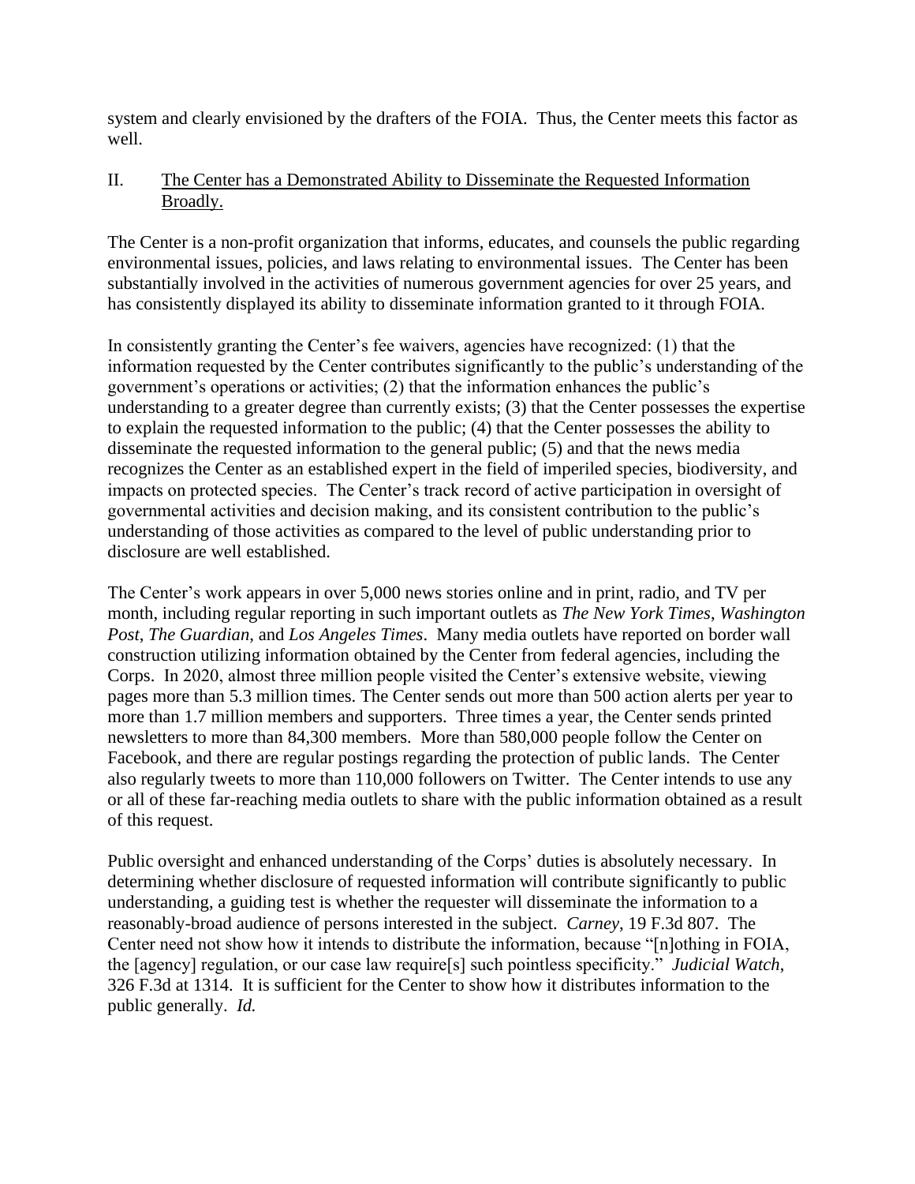system and clearly envisioned by the drafters of the FOIA. Thus, the Center meets this factor as well.

## II. The Center has a Demonstrated Ability to Disseminate the Requested Information Broadly.

The Center is a non-profit organization that informs, educates, and counsels the public regarding environmental issues, policies, and laws relating to environmental issues. The Center has been substantially involved in the activities of numerous government agencies for over 25 years, and has consistently displayed its ability to disseminate information granted to it through FOIA.

In consistently granting the Center's fee waivers, agencies have recognized: (1) that the information requested by the Center contributes significantly to the public's understanding of the government's operations or activities; (2) that the information enhances the public's understanding to a greater degree than currently exists; (3) that the Center possesses the expertise to explain the requested information to the public; (4) that the Center possesses the ability to disseminate the requested information to the general public; (5) and that the news media recognizes the Center as an established expert in the field of imperiled species, biodiversity, and impacts on protected species. The Center's track record of active participation in oversight of governmental activities and decision making, and its consistent contribution to the public's understanding of those activities as compared to the level of public understanding prior to disclosure are well established.

The Center's work appears in over 5,000 news stories online and in print, radio, and TV per month, including regular reporting in such important outlets as *The New York Times*, *Washington Post*, *The Guardian*, and *Los Angeles Times*. Many media outlets have reported on border wall construction utilizing information obtained by the Center from federal agencies, including the Corps. In 2020, almost three million people visited the Center's extensive website, viewing pages more than 5.3 million times. The Center sends out more than 500 action alerts per year to more than 1.7 million members and supporters. Three times a year, the Center sends printed newsletters to more than 84,300 members. More than 580,000 people follow the Center on Facebook, and there are regular postings regarding the protection of public lands. The Center also regularly tweets to more than 110,000 followers on Twitter. The Center intends to use any or all of these far-reaching media outlets to share with the public information obtained as a result of this request.

Public oversight and enhanced understanding of the Corps' duties is absolutely necessary. In determining whether disclosure of requested information will contribute significantly to public understanding, a guiding test is whether the requester will disseminate the information to a reasonably-broad audience of persons interested in the subject. *Carney*, 19 F.3d 807. The Center need not show how it intends to distribute the information, because "[n]othing in FOIA, the [agency] regulation, or our case law require[s] such pointless specificity." *Judicial Watch*, 326 F.3d at 1314. It is sufficient for the Center to show how it distributes information to the public generally. *Id.*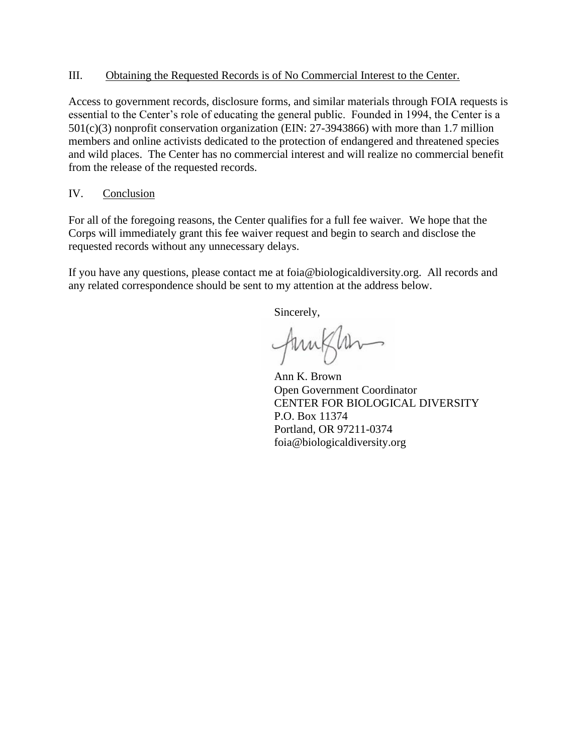## III. Obtaining the Requested Records is of No Commercial Interest to the Center.

Access to government records, disclosure forms, and similar materials through FOIA requests is essential to the Center's role of educating the general public. Founded in 1994, the Center is a 501(c)(3) nonprofit conservation organization (EIN: 27-3943866) with more than 1.7 million members and online activists dedicated to the protection of endangered and threatened species and wild places. The Center has no commercial interest and will realize no commercial benefit from the release of the requested records.

## IV. Conclusion

For all of the foregoing reasons, the Center qualifies for a full fee waiver. We hope that the Corps will immediately grant this fee waiver request and begin to search and disclose the requested records without any unnecessary delays.

If you have any questions, please contact me at foia@biologicaldiversity.org. All records and any related correspondence should be sent to my attention at the address below.

Sincerely,

Ann K. Brown
Open Government Coordinator
CENTER FOR BIOLOGICAL DIVERSITY
P.O. Box 11374
Portland, OR 97211-0374
foia@biologicaldiversity.org